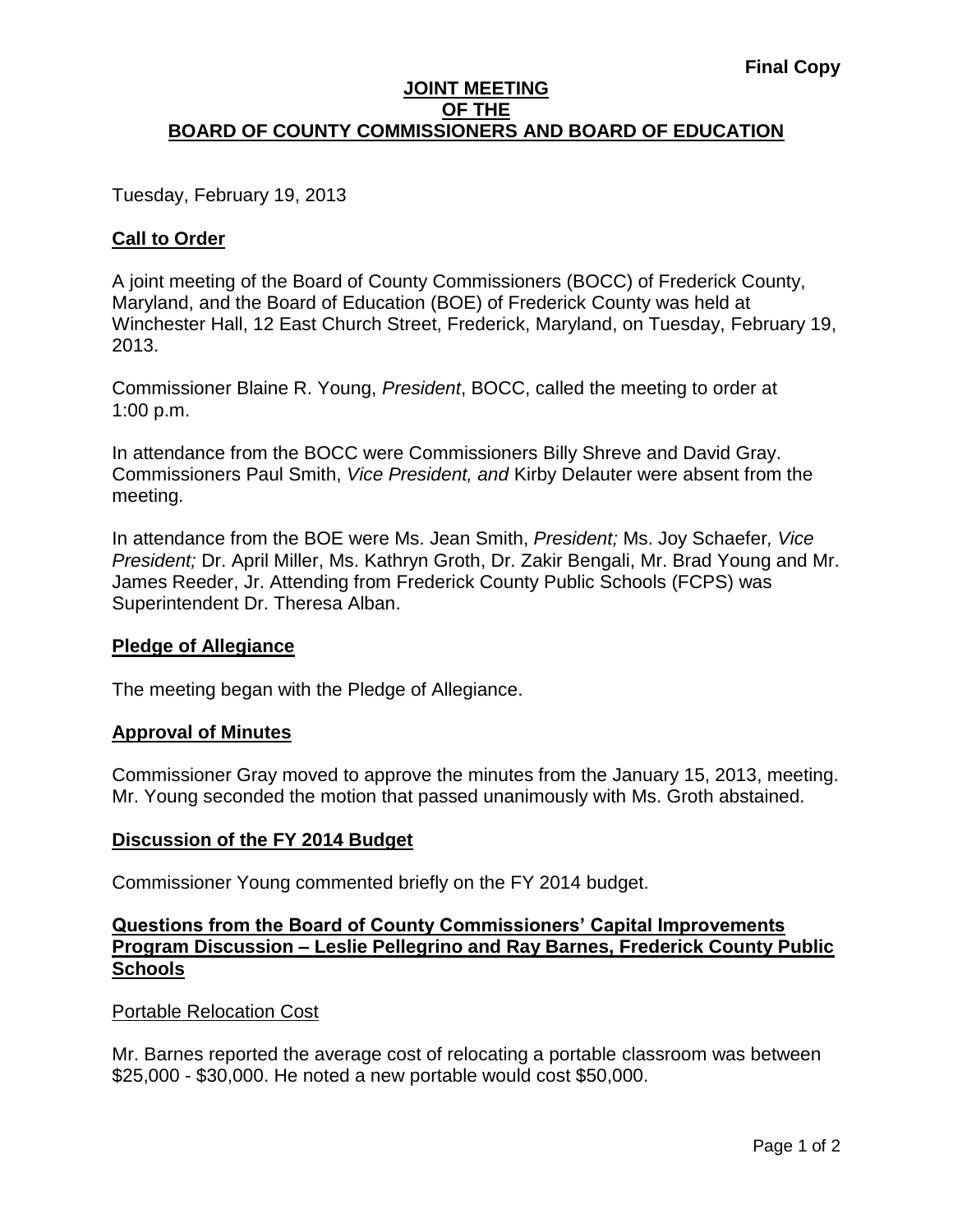**Final Copy**

# JOINT MEETING OF THE BOARD OF COUNTY COMMISSIONERS AND BOARD OF EDUCATION

Tuesday, February 19, 2013

## Call to Order

A joint meeting of the Board of County Commissioners (BOCC) of Frederick County, Maryland, and the Board of Education (BOE) of Frederick County was held at Winchester Hall, 12 East Church Street, Frederick, Maryland, on Tuesday, February 19, 2013.

Commissioner Blaine R. Young, *President*, BOCC, called the meeting to order at 1:00 p.m.

In attendance from the BOCC were Commissioners Billy Shreve and David Gray. Commissioners Paul Smith, *Vice President, and* Kirby Delauter were absent from the meeting.

In attendance from the BOE were Ms. Jean Smith, *President;* Ms. Joy Schaefer*, Vice President;* Dr. April Miller, Ms. Kathryn Groth, Dr. Zakir Bengali, Mr. Brad Young and Mr. James Reeder, Jr. Attending from Frederick County Public Schools (FCPS) was Superintendent Dr. Theresa Alban.

## Pledge of Allegiance

The meeting began with the Pledge of Allegiance.

## Approval of Minutes

Commissioner Gray moved to approve the minutes from the January 15, 2013, meeting. Mr. Young seconded the motion that passed unanimously with Ms. Groth abstained.

## Discussion of the FY 2014 Budget

Commissioner Young commented briefly on the FY 2014 budget.

## Questions from the Board of County Commissioners' Capital Improvements Program Discussion – Leslie Pellegrino and Ray Barnes, Frederick County Public Schools

### Portable Relocation Cost

Mr. Barnes reported the average cost of relocating a portable classroom was between $25,000 - $30,000. He noted a new portable would cost $50,000.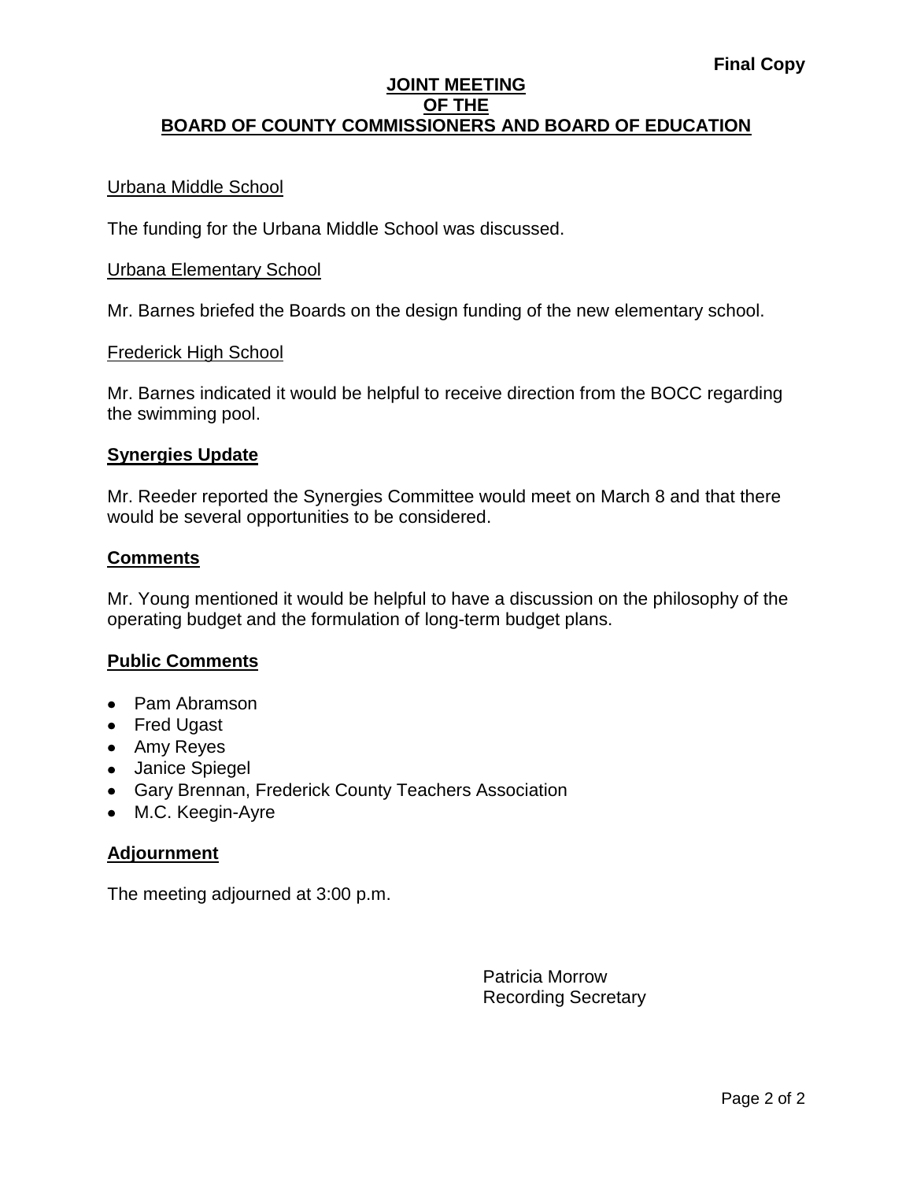**Final Copy**

# JOINT MEETING OF THE BOARD OF COUNTY COMMISSIONERS AND BOARD OF EDUCATION

Urbana Middle School

The funding for the Urbana Middle School was discussed.

Urbana Elementary School

Mr. Barnes briefed the Boards on the design funding of the new elementary school.

Frederick High School

Mr. Barnes indicated it would be helpful to receive direction from the BOCC regarding the swimming pool.

## Synergies Update

Mr. Reeder reported the Synergies Committee would meet on March 8 and that there would be several opportunities to be considered.

## Comments

Mr. Young mentioned it would be helpful to have a discussion on the philosophy of the operating budget and the formulation of long-term budget plans.

## Public Comments

- Pam Abramson
- Fred Ugast
- Amy Reyes
- Janice Spiegel
- Gary Brennan, Frederick County Teachers Association
- M.C. Keegin-Ayre

## Adjournment

The meeting adjourned at 3:00 p.m.

Patricia Morrow
Recording Secretary